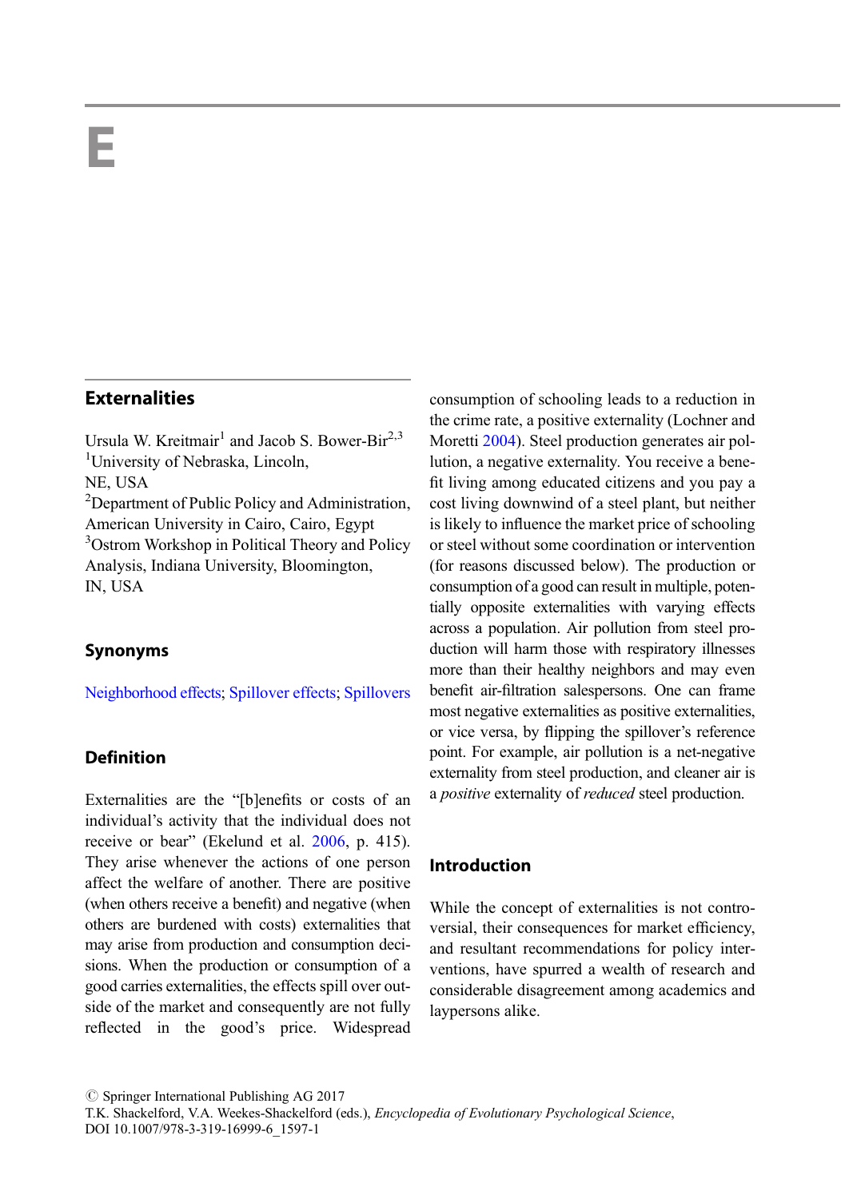E

## Externalities

Ursula W. Kreitmair[1] and Jacob S. Bower-Bir[2,3]
[1]University of Nebraska, Lincoln, NE, USA
[2]Department of Public Policy and Administration, American University in Cairo, Cairo, Egypt
[3]Ostrom Workshop in Political Theory and Policy Analysis, Indiana University, Bloomington, IN, USA

### Synonyms

Neighborhood effects; Spillover effects; Spillovers

### Definition

Externalities are the "[b]enefits or costs of an individual's activity that the individual does not receive or bear" (Ekelund et al. 2006, p. 415). They arise whenever the actions of one person affect the welfare of another. There are positive (when others receive a benefit) and negative (when others are burdened with costs) externalities that may arise from production and consumption decisions. When the production or consumption of a good carries externalities, the effects spill over outside of the market and consequently are not fully reflected in the good's price. Widespread consumption of schooling leads to a reduction in the crime rate, a positive externality (Lochner and Moretti 2004). Steel production generates air pollution, a negative externality. You receive a benefit living among educated citizens and you pay a cost living downwind of a steel plant, but neither is likely to influence the market price of schooling or steel without some coordination or intervention (for reasons discussed below). The production or consumption of a good can result in multiple, potentially opposite externalities with varying effects across a population. Air pollution from steel production will harm those with respiratory illnesses more than their healthy neighbors and may even benefit air-filtration salespersons. One can frame most negative externalities as positive externalities, or vice versa, by flipping the spillover's reference point. For example, air pollution is a net-negative externality from steel production, and cleaner air is a *positive* externality of *reduced* steel production.

### Introduction

While the concept of externalities is not controversial, their consequences for market efficiency, and resultant recommendations for policy interventions, have spurred a wealth of research and considerable disagreement among academics and laypersons alike.

© Springer International Publishing AG 2017
T.K. Shackelford, V.A. Weekes-Shackelford (eds.), *Encyclopedia of Evolutionary Psychological Science*, DOI 10.1007/978-3-319-16999-6_1597-1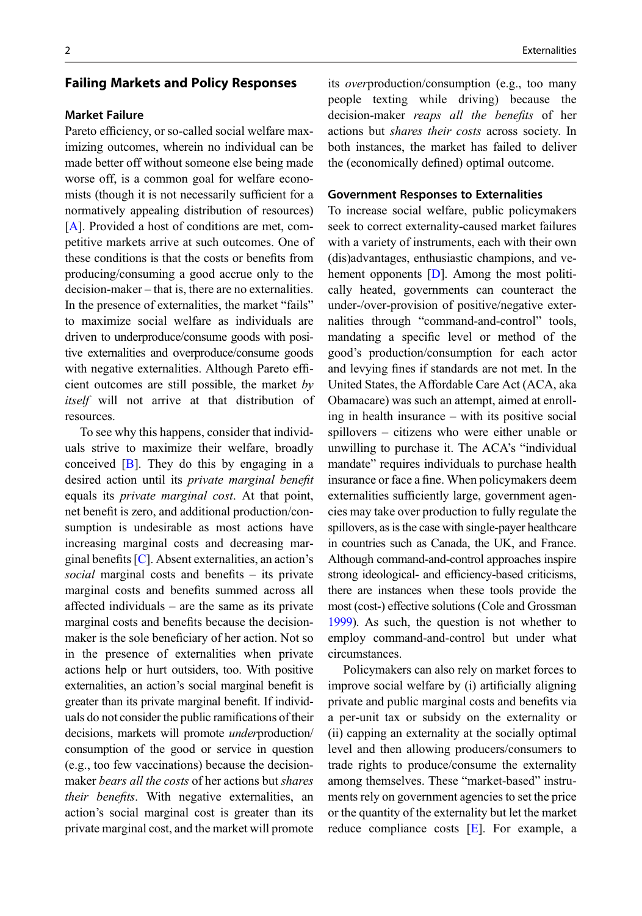## Failing Markets and Policy Responses

### Market Failure

Pareto efficiency, or so-called social welfare maximizing outcomes, wherein no individual can be made better off without someone else being made worse off, is a common goal for welfare economists (though it is not necessarily sufficient for a normatively appealing distribution of resources) [A]. Provided a host of conditions are met, competitive markets arrive at such outcomes. One of these conditions is that the costs or benefits from producing/consuming a good accrue only to the decision-maker – that is, there are no externalities. In the presence of externalities, the market "fails" to maximize social welfare as individuals are driven to underproduce/consume goods with positive externalities and overproduce/consume goods with negative externalities. Although Pareto efficient outcomes are still possible, the market *by itself* will not arrive at that distribution of resources.

To see why this happens, consider that individuals strive to maximize their welfare, broadly conceived [B]. They do this by engaging in a desired action until its *private marginal benefit* equals its *private marginal cost*. At that point, net benefit is zero, and additional production/consumption is undesirable as most actions have increasing marginal costs and decreasing marginal benefits [C]. Absent externalities, an action's *social* marginal costs and benefits – its private marginal costs and benefits summed across all affected individuals – are the same as its private marginal costs and benefits because the decision-maker is the sole beneficiary of her action. Not so in the presence of externalities when private actions help or hurt outsiders, too. With positive externalities, an action's social marginal benefit is greater than its private marginal benefit. If individuals do not consider the public ramifications of their decisions, markets will promote *under*production/consumption of the good or service in question (e.g., too few vaccinations) because the decision-maker *bears all the costs* of her actions but *shares their benefits*. With negative externalities, an action's social marginal cost is greater than its private marginal cost, and the market will promote its *over*production/consumption (e.g., too many people texting while driving) because the decision-maker *reaps all the benefits* of her actions but *shares their costs* across society. In both instances, the market has failed to deliver the (economically defined) optimal outcome.

### Government Responses to Externalities

To increase social welfare, public policymakers seek to correct externality-caused market failures with a variety of instruments, each with their own (dis)advantages, enthusiastic champions, and vehement opponents [D]. Among the most politically heated, governments can counteract the under-/over-provision of positive/negative externalities through "command-and-control" tools, mandating a specific level or method of the good's production/consumption for each actor and levying fines if standards are not met. In the United States, the Affordable Care Act (ACA, aka Obamacare) was such an attempt, aimed at enrolling in health insurance – with its positive social spillovers – citizens who were either unable or unwilling to purchase it. The ACA's "individual mandate" requires individuals to purchase health insurance or face a fine. When policymakers deem externalities sufficiently large, government agencies may take over production to fully regulate the spillovers, as is the case with single-payer healthcare in countries such as Canada, the UK, and France. Although command-and-control approaches inspire strong ideological- and efficiency-based criticisms, there are instances when these tools provide the most (cost-) effective solutions (Cole and Grossman 1999). As such, the question is not whether to employ command-and-control but under what circumstances.

Policymakers can also rely on market forces to improve social welfare by (i) artificially aligning private and public marginal costs and benefits via a per-unit tax or subsidy on the externality or (ii) capping an externality at the socially optimal level and then allowing producers/consumers to trade rights to produce/consume the externality among themselves. These "market-based" instruments rely on government agencies to set the price or the quantity of the externality but let the market reduce compliance costs [E]. For example, a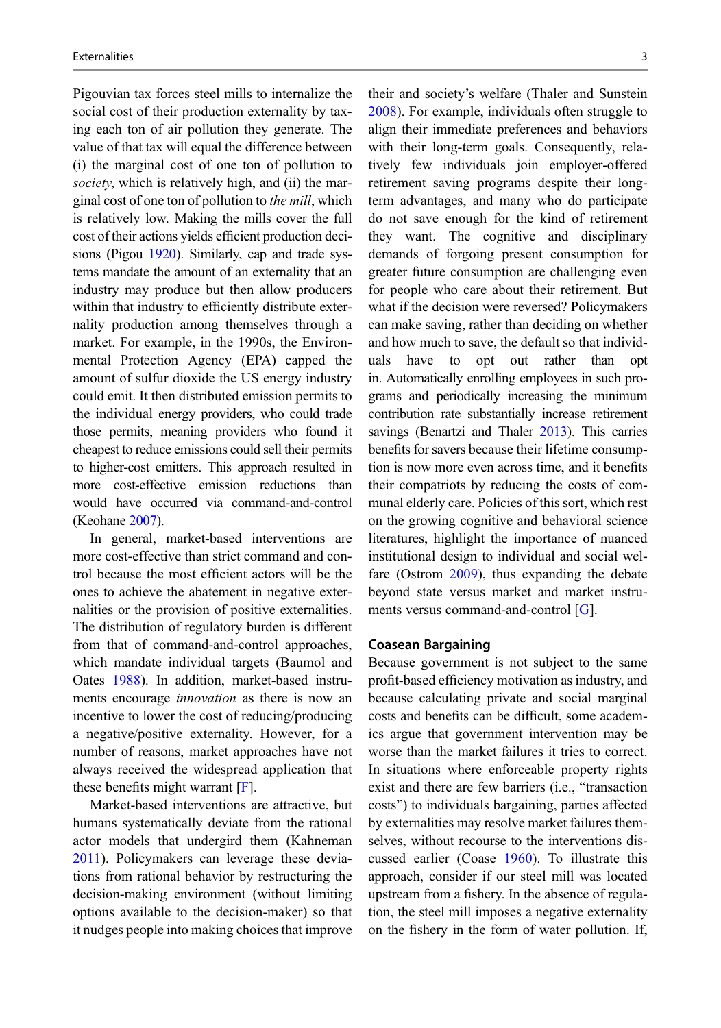Pigouvian tax forces steel mills to internalize the social cost of their production externality by taxing each ton of air pollution they generate. The value of that tax will equal the difference between (i) the marginal cost of one ton of pollution to *society*, which is relatively high, and (ii) the marginal cost of one ton of pollution to *the mill*, which is relatively low. Making the mills cover the full cost of their actions yields efficient production decisions (Pigou 1920). Similarly, cap and trade systems mandate the amount of an externality that an industry may produce but then allow producers within that industry to efficiently distribute externality production among themselves through a market. For example, in the 1990s, the Environmental Protection Agency (EPA) capped the amount of sulfur dioxide the US energy industry could emit. It then distributed emission permits to the individual energy providers, who could trade those permits, meaning providers who found it cheapest to reduce emissions could sell their permits to higher-cost emitters. This approach resulted in more cost-effective emission reductions than would have occurred via command-and-control (Keohane 2007).

In general, market-based interventions are more cost-effective than strict command and control because the most efficient actors will be the ones to achieve the abatement in negative externalities or the provision of positive externalities. The distribution of regulatory burden is different from that of command-and-control approaches, which mandate individual targets (Baumol and Oates 1988). In addition, market-based instruments encourage *innovation* as there is now an incentive to lower the cost of reducing/producing a negative/positive externality. However, for a number of reasons, market approaches have not always received the widespread application that these benefits might warrant [F].

Market-based interventions are attractive, but humans systematically deviate from the rational actor models that undergird them (Kahneman 2011). Policymakers can leverage these deviations from rational behavior by restructuring the decision-making environment (without limiting options available to the decision-maker) so that it nudges people into making choices that improve their and society's welfare (Thaler and Sunstein 2008). For example, individuals often struggle to align their immediate preferences and behaviors with their long-term goals. Consequently, relatively few individuals join employer-offered retirement saving programs despite their long-term advantages, and many who do participate do not save enough for the kind of retirement they want. The cognitive and disciplinary demands of forgoing present consumption for greater future consumption are challenging even for people who care about their retirement. But what if the decision were reversed? Policymakers can make saving, rather than deciding on whether and how much to save, the default so that individuals have to opt out rather than opt in. Automatically enrolling employees in such programs and periodically increasing the minimum contribution rate substantially increase retirement savings (Benartzi and Thaler 2013). This carries benefits for savers because their lifetime consumption is now more even across time, and it benefits their compatriots by reducing the costs of communal elderly care. Policies of this sort, which rest on the growing cognitive and behavioral science literatures, highlight the importance of nuanced institutional design to individual and social welfare (Ostrom 2009), thus expanding the debate beyond state versus market and market instruments versus command-and-control [G].

## Coasean Bargaining

Because government is not subject to the same profit-based efficiency motivation as industry, and because calculating private and social marginal costs and benefits can be difficult, some academics argue that government intervention may be worse than the market failures it tries to correct. In situations where enforceable property rights exist and there are few barriers (i.e., "transaction costs") to individuals bargaining, parties affected by externalities may resolve market failures themselves, without recourse to the interventions discussed earlier (Coase 1960). To illustrate this approach, consider if our steel mill was located upstream from a fishery. In the absence of regulation, the steel mill imposes a negative externality on the fishery in the form of water pollution. If,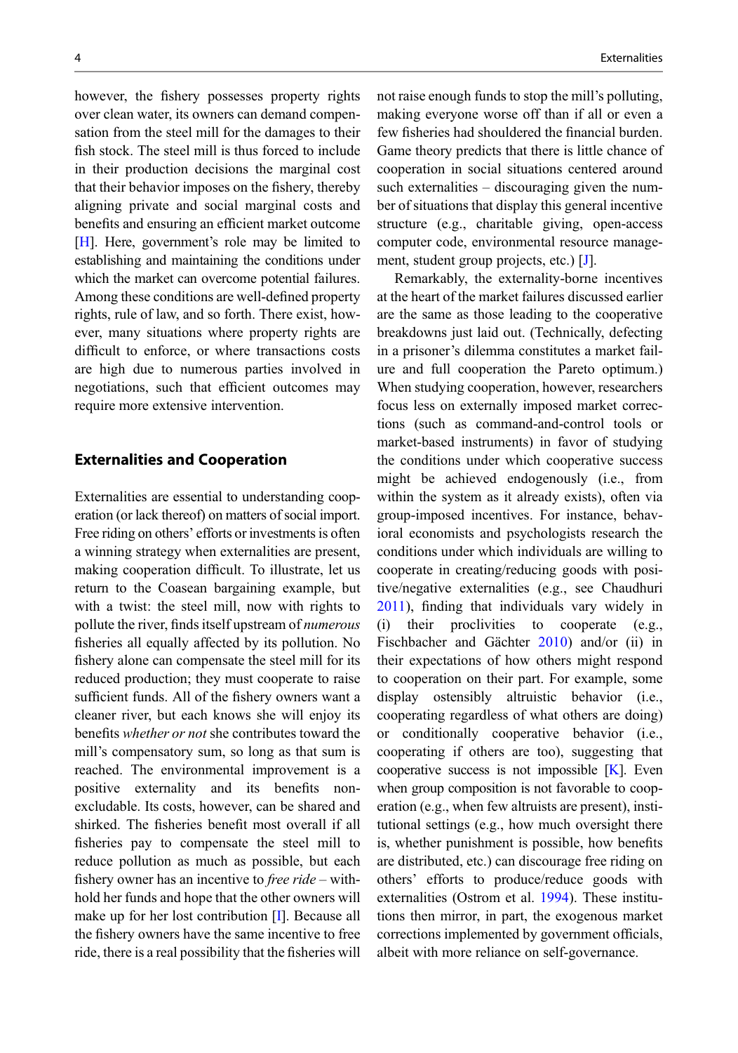however, the fishery possesses property rights over clean water, its owners can demand compensation from the steel mill for the damages to their fish stock. The steel mill is thus forced to include in their production decisions the marginal cost that their behavior imposes on the fishery, thereby aligning private and social marginal costs and benefits and ensuring an efficient market outcome [H]. Here, government's role may be limited to establishing and maintaining the conditions under which the market can overcome potential failures. Among these conditions are well-defined property rights, rule of law, and so forth. There exist, however, many situations where property rights are difficult to enforce, or where transactions costs are high due to numerous parties involved in negotiations, such that efficient outcomes may require more extensive intervention.

## Externalities and Cooperation

Externalities are essential to understanding cooperation (or lack thereof) on matters of social import. Free riding on others' efforts or investments is often a winning strategy when externalities are present, making cooperation difficult. To illustrate, let us return to the Coasean bargaining example, but with a twist: the steel mill, now with rights to pollute the river, finds itself upstream of *numerous* fisheries all equally affected by its pollution. No fishery alone can compensate the steel mill for its reduced production; they must cooperate to raise sufficient funds. All of the fishery owners want a cleaner river, but each knows she will enjoy its benefits *whether or not* she contributes toward the mill's compensatory sum, so long as that sum is reached. The environmental improvement is a positive externality and its benefits nonexcludable. Its costs, however, can be shared and shirked. The fisheries benefit most overall if all fisheries pay to compensate the steel mill to reduce pollution as much as possible, but each fishery owner has an incentive to *free ride* – withhold her funds and hope that the other owners will make up for her lost contribution [I]. Because all the fishery owners have the same incentive to free ride, there is a real possibility that the fisheries will not raise enough funds to stop the mill's polluting, making everyone worse off than if all or even a few fisheries had shouldered the financial burden. Game theory predicts that there is little chance of cooperation in social situations centered around such externalities – discouraging given the number of situations that display this general incentive structure (e.g., charitable giving, open-access computer code, environmental resource management, student group projects, etc.) [J].

Remarkably, the externality-borne incentives at the heart of the market failures discussed earlier are the same as those leading to the cooperative breakdowns just laid out. (Technically, defecting in a prisoner's dilemma constitutes a market failure and full cooperation the Pareto optimum.) When studying cooperation, however, researchers focus less on externally imposed market corrections (such as command-and-control tools or market-based instruments) in favor of studying the conditions under which cooperative success might be achieved endogenously (i.e., from within the system as it already exists), often via group-imposed incentives. For instance, behavioral economists and psychologists research the conditions under which individuals are willing to cooperate in creating/reducing goods with positive/negative externalities (e.g., see Chaudhuri 2011), finding that individuals vary widely in (i) their proclivities to cooperate (e.g., Fischbacher and Gächter 2010) and/or (ii) in their expectations of how others might respond to cooperation on their part. For example, some display ostensibly altruistic behavior (i.e., cooperating regardless of what others are doing) or conditionally cooperative behavior (i.e., cooperating if others are too), suggesting that cooperative success is not impossible [K]. Even when group composition is not favorable to cooperation (e.g., when few altruists are present), institutional settings (e.g., how much oversight there is, whether punishment is possible, how benefits are distributed, etc.) can discourage free riding on others' efforts to produce/reduce goods with externalities (Ostrom et al. 1994). These institutions then mirror, in part, the exogenous market corrections implemented by government officials, albeit with more reliance on self-governance.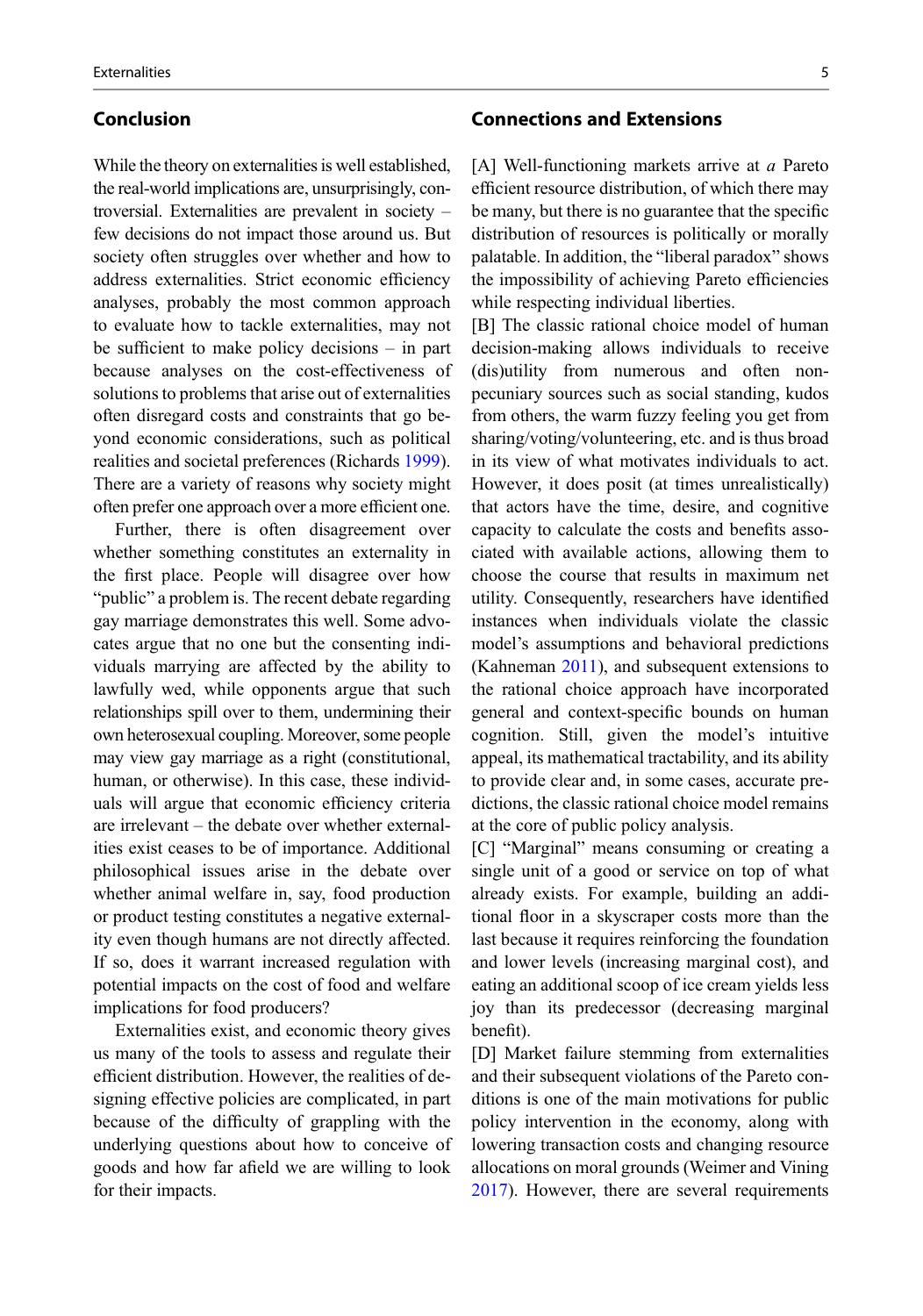## Conclusion

While the theory on externalities is well established, the real-world implications are, unsurprisingly, controversial. Externalities are prevalent in society – few decisions do not impact those around us. But society often struggles over whether and how to address externalities. Strict economic efficiency analyses, probably the most common approach to evaluate how to tackle externalities, may not be sufficient to make policy decisions – in part because analyses on the cost-effectiveness of solutions to problems that arise out of externalities often disregard costs and constraints that go beyond economic considerations, such as political realities and societal preferences (Richards 1999). There are a variety of reasons why society might often prefer one approach over a more efficient one.

Further, there is often disagreement over whether something constitutes an externality in the first place. People will disagree over how "public" a problem is. The recent debate regarding gay marriage demonstrates this well. Some advocates argue that no one but the consenting individuals marrying are affected by the ability to lawfully wed, while opponents argue that such relationships spill over to them, undermining their own heterosexual coupling. Moreover, some people may view gay marriage as a right (constitutional, human, or otherwise). In this case, these individuals will argue that economic efficiency criteria are irrelevant – the debate over whether externalities exist ceases to be of importance. Additional philosophical issues arise in the debate over whether animal welfare in, say, food production or product testing constitutes a negative externality even though humans are not directly affected. If so, does it warrant increased regulation with potential impacts on the cost of food and welfare implications for food producers?

Externalities exist, and economic theory gives us many of the tools to assess and regulate their efficient distribution. However, the realities of designing effective policies are complicated, in part because of the difficulty of grappling with the underlying questions about how to conceive of goods and how far afield we are willing to look for their impacts.

## Connections and Extensions

[A] Well-functioning markets arrive at *a* Pareto efficient resource distribution, of which there may be many, but there is no guarantee that the specific distribution of resources is politically or morally palatable. In addition, the "liberal paradox" shows the impossibility of achieving Pareto efficiencies while respecting individual liberties.

[B] The classic rational choice model of human decision-making allows individuals to receive (dis)utility from numerous and often non-pecuniary sources such as social standing, kudos from others, the warm fuzzy feeling you get from sharing/voting/volunteering, etc. and is thus broad in its view of what motivates individuals to act. However, it does posit (at times unrealistically) that actors have the time, desire, and cognitive capacity to calculate the costs and benefits associated with available actions, allowing them to choose the course that results in maximum net utility. Consequently, researchers have identified instances when individuals violate the classic model's assumptions and behavioral predictions (Kahneman 2011), and subsequent extensions to the rational choice approach have incorporated general and context-specific bounds on human cognition. Still, given the model's intuitive appeal, its mathematical tractability, and its ability to provide clear and, in some cases, accurate predictions, the classic rational choice model remains at the core of public policy analysis.

[C] "Marginal" means consuming or creating a single unit of a good or service on top of what already exists. For example, building an additional floor in a skyscraper costs more than the last because it requires reinforcing the foundation and lower levels (increasing marginal cost), and eating an additional scoop of ice cream yields less joy than its predecessor (decreasing marginal benefit).

[D] Market failure stemming from externalities and their subsequent violations of the Pareto conditions is one of the main motivations for public policy intervention in the economy, along with lowering transaction costs and changing resource allocations on moral grounds (Weimer and Vining 2017). However, there are several requirements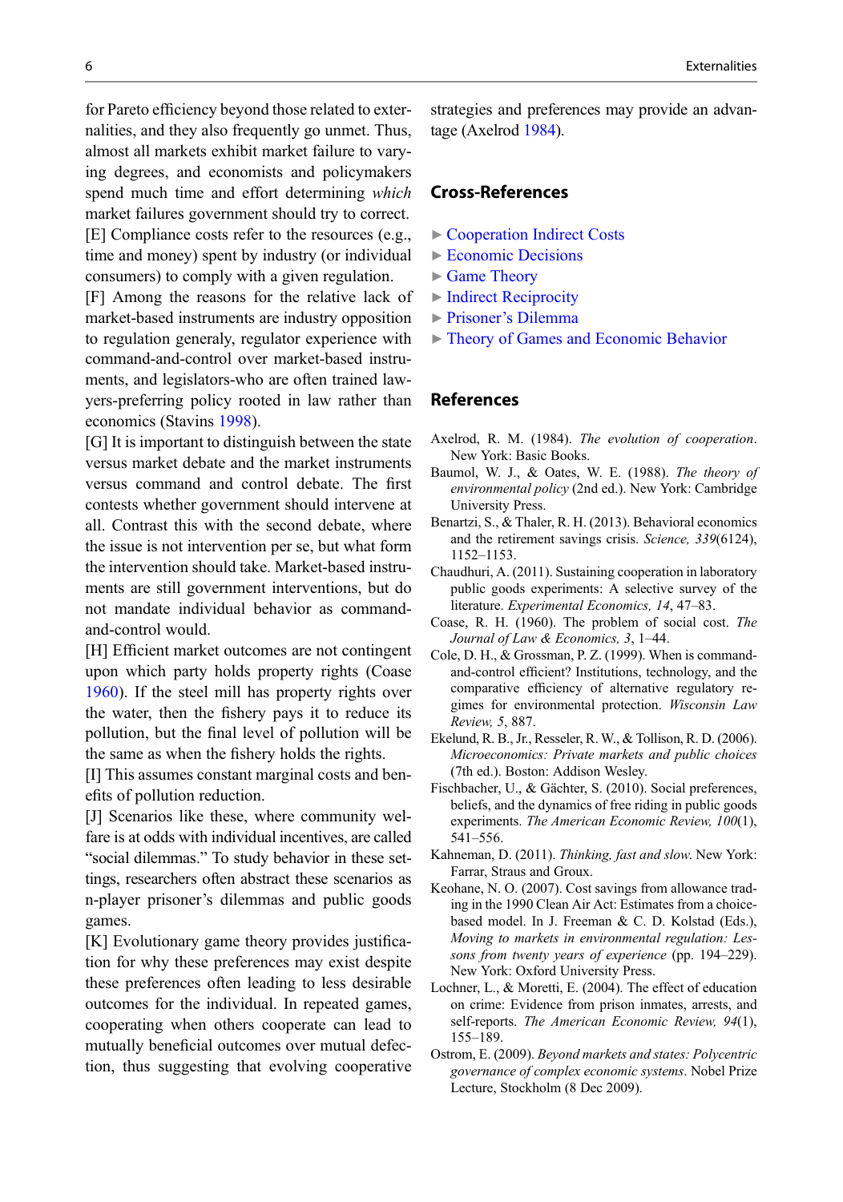for Pareto efficiency beyond those related to externalities, and they also frequently go unmet. Thus, almost all markets exhibit market failure to varying degrees, and economists and policymakers spend much time and effort determining *which* market failures government should try to correct.

[E] Compliance costs refer to the resources (e.g., time and money) spent by industry (or individual consumers) to comply with a given regulation.

[F] Among the reasons for the relative lack of market-based instruments are industry opposition to regulation generaly, regulator experience with command-and-control over market-based instruments, and legislators-who are often trained lawyers-preferring policy rooted in law rather than economics (Stavins 1998).

[G] It is important to distinguish between the state versus market debate and the market instruments versus command and control debate. The first contests whether government should intervene at all. Contrast this with the second debate, where the issue is not intervention per se, but what form the intervention should take. Market-based instruments are still government interventions, but do not mandate individual behavior as command-and-control would.

[H] Efficient market outcomes are not contingent upon which party holds property rights (Coase 1960). If the steel mill has property rights over the water, then the fishery pays it to reduce its pollution, but the final level of pollution will be the same as when the fishery holds the rights.

[I] This assumes constant marginal costs and benefits of pollution reduction.

[J] Scenarios like these, where community welfare is at odds with individual incentives, are called "social dilemmas." To study behavior in these settings, researchers often abstract these scenarios as n-player prisoner's dilemmas and public goods games.

[K] Evolutionary game theory provides justification for why these preferences may exist despite these preferences often leading to less desirable outcomes for the individual. In repeated games, cooperating when others cooperate can lead to mutually beneficial outcomes over mutual defection, thus suggesting that evolving cooperative strategies and preferences may provide an advantage (Axelrod 1984).

## Cross-References

- ► Cooperation Indirect Costs
- ► Economic Decisions
- ► Game Theory
- ► Indirect Reciprocity
- ► Prisoner's Dilemma
- ► Theory of Games and Economic Behavior

## References

Axelrod, R. M. (1984). *The evolution of cooperation*. New York: Basic Books.

Baumol, W. J., & Oates, W. E. (1988). *The theory of environmental policy* (2nd ed.). New York: Cambridge University Press.

Benartzi, S., & Thaler, R. H. (2013). Behavioral economics and the retirement savings crisis. *Science, 339*(6124), 1152–1153.

Chaudhuri, A. (2011). Sustaining cooperation in laboratory public goods experiments: A selective survey of the literature. *Experimental Economics, 14*, 47–83.

Coase, R. H. (1960). The problem of social cost. *The Journal of Law & Economics, 3*, 1–44.

Cole, D. H., & Grossman, P. Z. (1999). When is command-and-control efficient? Institutions, technology, and the comparative efficiency of alternative regulatory regimes for environmental protection. *Wisconsin Law Review, 5*, 887.

Ekelund, R. B., Jr., Resseler, R. W., & Tollison, R. D. (2006). *Microeconomics: Private markets and public choices* (7th ed.). Boston: Addison Wesley.

Fischbacher, U., & Gächter, S. (2010). Social preferences, beliefs, and the dynamics of free riding in public goods experiments. *The American Economic Review, 100*(1), 541–556.

Kahneman, D. (2011). *Thinking, fast and slow*. New York: Farrar, Straus and Groux.

Keohane, N. O. (2007). Cost savings from allowance trading in the 1990 Clean Air Act: Estimates from a choice-based model. In J. Freeman & C. D. Kolstad (Eds.), *Moving to markets in environmental regulation: Lessons from twenty years of experience* (pp. 194–229). New York: Oxford University Press.

Lochner, L., & Moretti, E. (2004). The effect of education on crime: Evidence from prison inmates, arrests, and self-reports. *The American Economic Review, 94*(1), 155–189.

Ostrom, E. (2009). *Beyond markets and states: Polycentric governance of complex economic systems*. Nobel Prize Lecture, Stockholm (8 Dec 2009).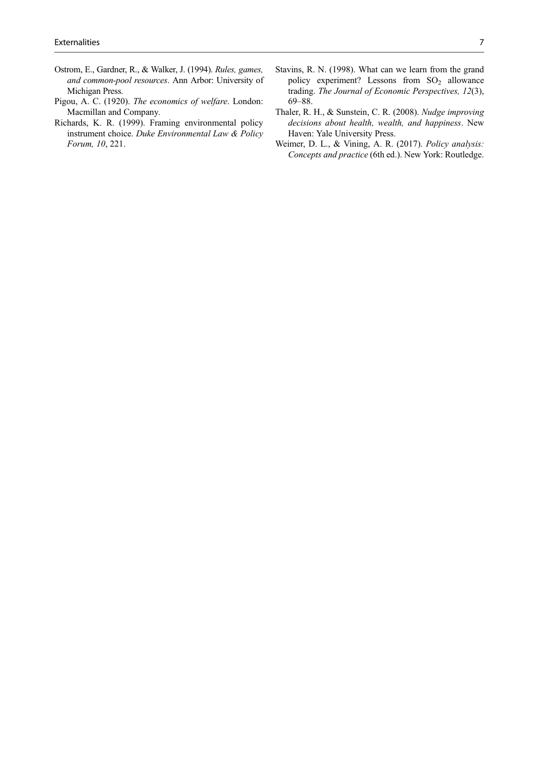Ostrom, E., Gardner, R., & Walker, J. (1994). *Rules, games, and common-pool resources*. Ann Arbor: University of Michigan Press.

Pigou, A. C. (1920). *The economics of welfare*. London: Macmillan and Company.

Richards, K. R. (1999). Framing environmental policy instrument choice. *Duke Environmental Law & Policy Forum, 10*, 221.

Stavins, R. N. (1998). What can we learn from the grand policy experiment? Lessons from $SO_2$ allowance trading. *The Journal of Economic Perspectives, 12*(3), 69–88.

Thaler, R. H., & Sunstein, C. R. (2008). *Nudge improving decisions about health, wealth, and happiness*. New Haven: Yale University Press.

Weimer, D. L., & Vining, A. R. (2017). *Policy analysis: Concepts and practice* (6th ed.). New York: Routledge.